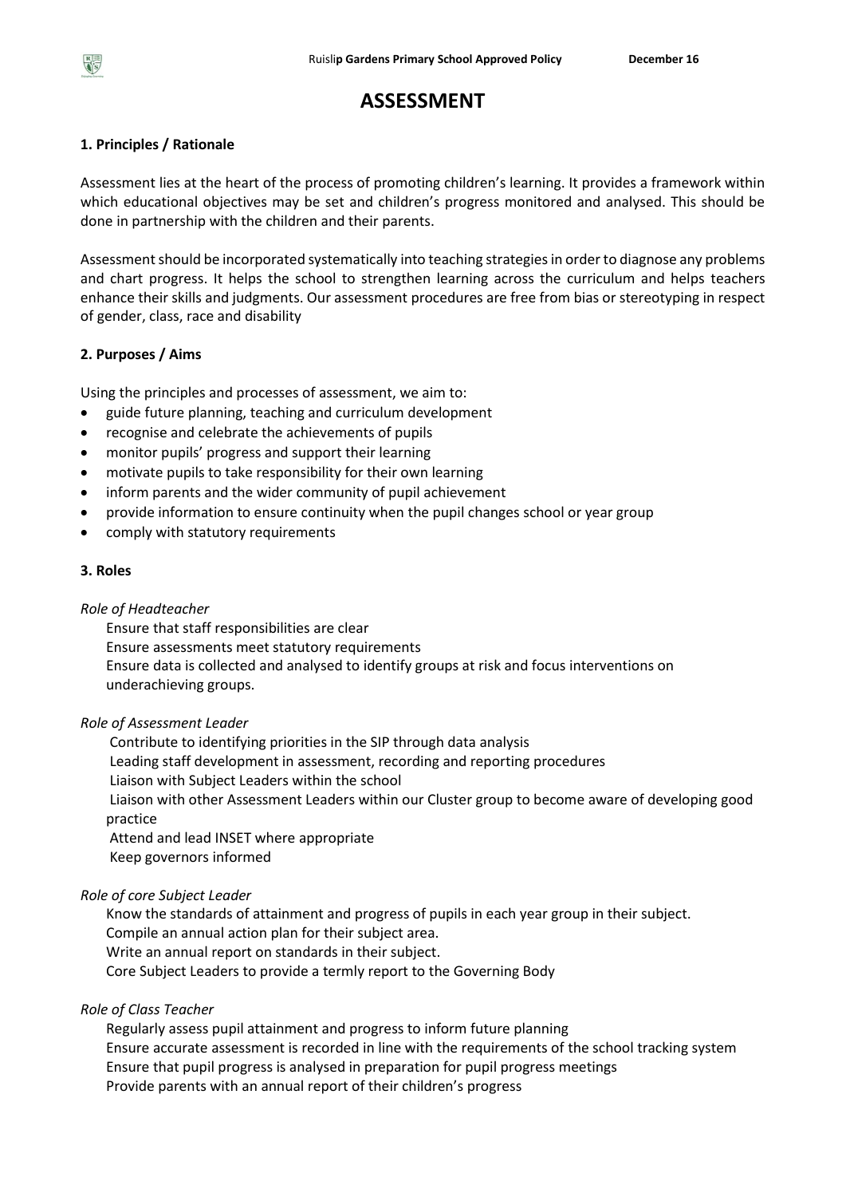# ASSESSMENT

## 1. Principles / Rationale

Assessment lies at the heart of the process of promoting children's learning. It provides a framework within which educational objectives may be set and children's progress monitored and analysed. This should be done in partnership with the children and their parents.

Assessment should be incorporated systematically into teaching strategies in order to diagnose any problems and chart progress. It helps the school to strengthen learning across the curriculum and helps teachers enhance their skills and judgments. Our assessment procedures are free from bias or stereotyping in respect of gender, class, race and disability

## 2. Purposes / Aims

Using the principles and processes of assessment, we aim to:

- guide future planning, teaching and curriculum development
- recognise and celebrate the achievements of pupils
- monitor pupils' progress and support their learning
- motivate pupils to take responsibility for their own learning
- inform parents and the wider community of pupil achievement
- provide information to ensure continuity when the pupil changes school or year group
- comply with statutory requirements

## 3. Roles

*Role of Headteacher*

Ensure that staff responsibilities are clear
Ensure assessments meet statutory requirements
Ensure data is collected and analysed to identify groups at risk and focus interventions on underachieving groups.

*Role of Assessment Leader*

Contribute to identifying priorities in the SIP through data analysis
Leading staff development in assessment, recording and reporting procedures
Liaison with Subject Leaders within the school
Liaison with other Assessment Leaders within our Cluster group to become aware of developing good practice
Attend and lead INSET where appropriate
Keep governors informed

*Role of core Subject Leader*

Know the standards of attainment and progress of pupils in each year group in their subject.
Compile an annual action plan for their subject area.
Write an annual report on standards in their subject.
Core Subject Leaders to provide a termly report to the Governing Body

*Role of Class Teacher*

Regularly assess pupil attainment and progress to inform future planning
Ensure accurate assessment is recorded in line with the requirements of the school tracking system
Ensure that pupil progress is analysed in preparation for pupil progress meetings
Provide parents with an annual report of their children's progress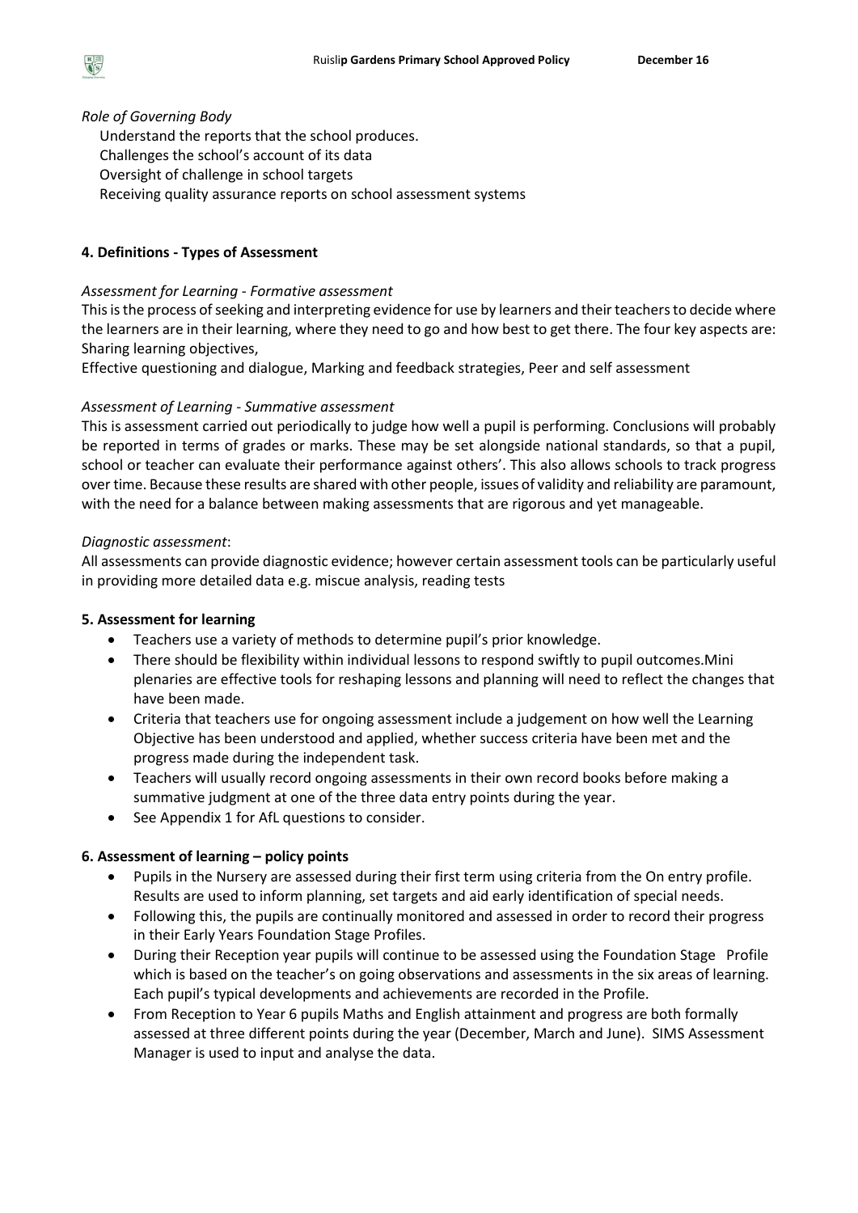*Role of Governing Body*

Understand the reports that the school produces.
Challenges the school's account of its data
Oversight of challenge in school targets
Receiving quality assurance reports on school assessment systems

**4. Definitions - Types of Assessment**

*Assessment for Learning - Formative assessment*

This is the process of seeking and interpreting evidence for use by learners and their teachers to decide where the learners are in their learning, where they need to go and how best to get there. The four key aspects are: Sharing learning objectives,
Effective questioning and dialogue, Marking and feedback strategies, Peer and self assessment

*Assessment of Learning - Summative assessment*

This is assessment carried out periodically to judge how well a pupil is performing. Conclusions will probably be reported in terms of grades or marks. These may be set alongside national standards, so that a pupil, school or teacher can evaluate their performance against others'. This also allows schools to track progress over time. Because these results are shared with other people, issues of validity and reliability are paramount, with the need for a balance between making assessments that are rigorous and yet manageable.

*Diagnostic assessment*:

All assessments can provide diagnostic evidence; however certain assessment tools can be particularly useful in providing more detailed data e.g. miscue analysis, reading tests

**5. Assessment for learning**

- Teachers use a variety of methods to determine pupil's prior knowledge.
- There should be flexibility within individual lessons to respond swiftly to pupil outcomes.Mini plenaries are effective tools for reshaping lessons and planning will need to reflect the changes that have been made.
- Criteria that teachers use for ongoing assessment include a judgement on how well the Learning Objective has been understood and applied, whether success criteria have been met and the progress made during the independent task.
- Teachers will usually record ongoing assessments in their own record books before making a summative judgment at one of the three data entry points during the year.
- See Appendix 1 for AfL questions to consider.

**6. Assessment of learning – policy points**

- Pupils in the Nursery are assessed during their first term using criteria from the On entry profile. Results are used to inform planning, set targets and aid early identification of special needs.
- Following this, the pupils are continually monitored and assessed in order to record their progress in their Early Years Foundation Stage Profiles.
- During their Reception year pupils will continue to be assessed using the Foundation Stage Profile which is based on the teacher's on going observations and assessments in the six areas of learning. Each pupil's typical developments and achievements are recorded in the Profile.
- From Reception to Year 6 pupils Maths and English attainment and progress are both formally assessed at three different points during the year (December, March and June). SIMS Assessment Manager is used to input and analyse the data.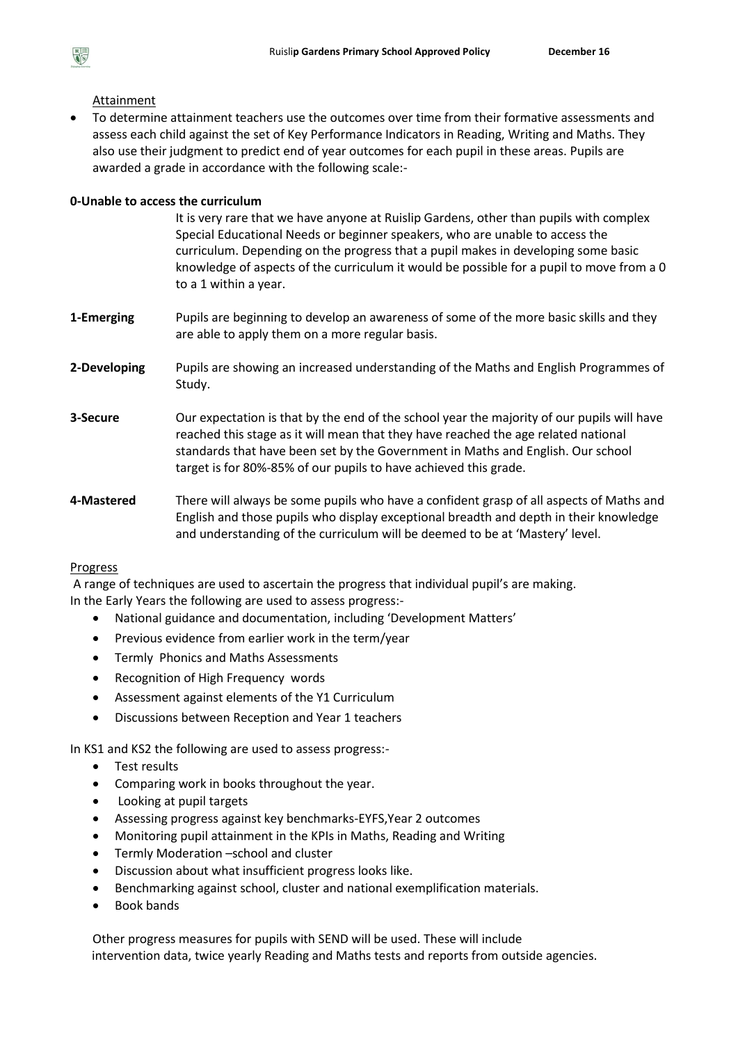Attainment

- To determine attainment teachers use the outcomes over time from their formative assessments and assess each child against the set of Key Performance Indicators in Reading, Writing and Maths. They also use their judgment to predict end of year outcomes for each pupil in these areas. Pupils are awarded a grade in accordance with the following scale:-

**0-Unable to access the curriculum**

It is very rare that we have anyone at Ruislip Gardens, other than pupils with complex Special Educational Needs or beginner speakers, who are unable to access the curriculum. Depending on the progress that a pupil makes in developing some basic knowledge of aspects of the curriculum it would be possible for a pupil to move from a 0 to a 1 within a year.

**1-Emerging** Pupils are beginning to develop an awareness of some of the more basic skills and they are able to apply them on a more regular basis.

**2-Developing** Pupils are showing an increased understanding of the Maths and English Programmes of Study.

**3-Secure** Our expectation is that by the end of the school year the majority of our pupils will have reached this stage as it will mean that they have reached the age related national standards that have been set by the Government in Maths and English. Our school target is for 80%-85% of our pupils to have achieved this grade.

**4-Mastered** There will always be some pupils who have a confident grasp of all aspects of Maths and English and those pupils who display exceptional breadth and depth in their knowledge and understanding of the curriculum will be deemed to be at 'Mastery' level.

Progress

A range of techniques are used to ascertain the progress that individual pupil's are making.
In the Early Years the following are used to assess progress:-

- National guidance and documentation, including 'Development Matters'
- Previous evidence from earlier work in the term/year
- Termly Phonics and Maths Assessments
- Recognition of High Frequency words
- Assessment against elements of the Y1 Curriculum
- Discussions between Reception and Year 1 teachers

In KS1 and KS2 the following are used to assess progress:-

- Test results
- Comparing work in books throughout the year.
- Looking at pupil targets
- Assessing progress against key benchmarks-EYFS,Year 2 outcomes
- Monitoring pupil attainment in the KPIs in Maths, Reading and Writing
- Termly Moderation –school and cluster
- Discussion about what insufficient progress looks like.
- Benchmarking against school, cluster and national exemplification materials.
- Book bands

Other progress measures for pupils with SEND will be used. These will include intervention data, twice yearly Reading and Maths tests and reports from outside agencies.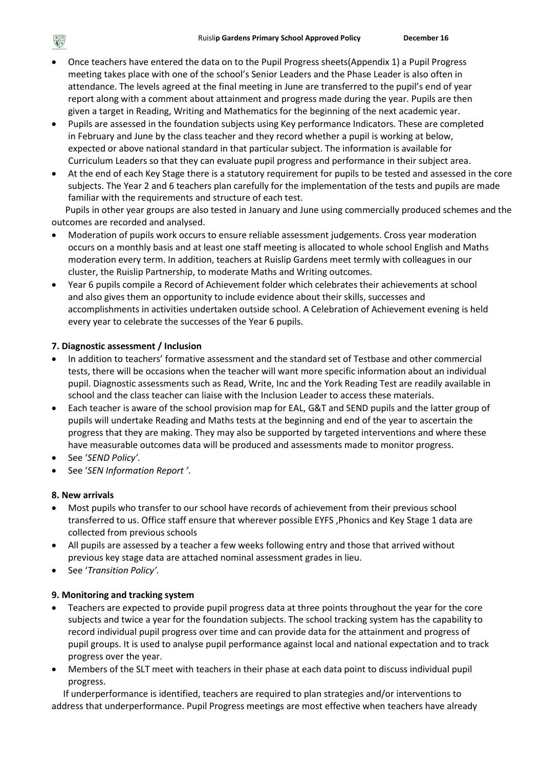- Once teachers have entered the data on to the Pupil Progress sheets(Appendix 1) a Pupil Progress meeting takes place with one of the school's Senior Leaders and the Phase Leader is also often in attendance. The levels agreed at the final meeting in June are transferred to the pupil's end of year report along with a comment about attainment and progress made during the year. Pupils are then given a target in Reading, Writing and Mathematics for the beginning of the next academic year.
- Pupils are assessed in the foundation subjects using Key performance Indicators. These are completed in February and June by the class teacher and they record whether a pupil is working at below, expected or above national standard in that particular subject. The information is available for Curriculum Leaders so that they can evaluate pupil progress and performance in their subject area.
- At the end of each Key Stage there is a statutory requirement for pupils to be tested and assessed in the core subjects. The Year 2 and 6 teachers plan carefully for the implementation of the tests and pupils are made familiar with the requirements and structure of each test.

Pupils in other year groups are also tested in January and June using commercially produced schemes and the outcomes are recorded and analysed.

- Moderation of pupils work occurs to ensure reliable assessment judgements. Cross year moderation occurs on a monthly basis and at least one staff meeting is allocated to whole school English and Maths moderation every term. In addition, teachers at Ruislip Gardens meet termly with colleagues in our cluster, the Ruislip Partnership, to moderate Maths and Writing outcomes.
- Year 6 pupils compile a Record of Achievement folder which celebrates their achievements at school and also gives them an opportunity to include evidence about their skills, successes and accomplishments in activities undertaken outside school. A Celebration of Achievement evening is held every year to celebrate the successes of the Year 6 pupils.

**7. Diagnostic assessment / Inclusion**

- In addition to teachers' formative assessment and the standard set of Testbase and other commercial tests, there will be occasions when the teacher will want more specific information about an individual pupil. Diagnostic assessments such as Read, Write, Inc and the York Reading Test are readily available in school and the class teacher can liaise with the Inclusion Leader to access these materials.
- Each teacher is aware of the school provision map for EAL, G&T and SEND pupils and the latter group of pupils will undertake Reading and Maths tests at the beginning and end of the year to ascertain the progress that they are making. They may also be supported by targeted interventions and where these have measurable outcomes data will be produced and assessments made to monitor progress.
- See '*SEND Policy*'.
- See '*SEN Information Report* '.

**8. New arrivals**

- Most pupils who transfer to our school have records of achievement from their previous school transferred to us. Office staff ensure that wherever possible EYFS ,Phonics and Key Stage 1 data are collected from previous schools
- All pupils are assessed by a teacher a few weeks following entry and those that arrived without previous key stage data are attached nominal assessment grades in lieu.
- See '*Transition Policy*'.

**9. Monitoring and tracking system**

- Teachers are expected to provide pupil progress data at three points throughout the year for the core subjects and twice a year for the foundation subjects. The school tracking system has the capability to record individual pupil progress over time and can provide data for the attainment and progress of pupil groups. It is used to analyse pupil performance against local and national expectation and to track progress over the year.
- Members of the SLT meet with teachers in their phase at each data point to discuss individual pupil progress.

If underperformance is identified, teachers are required to plan strategies and/or interventions to address that underperformance. Pupil Progress meetings are most effective when teachers have already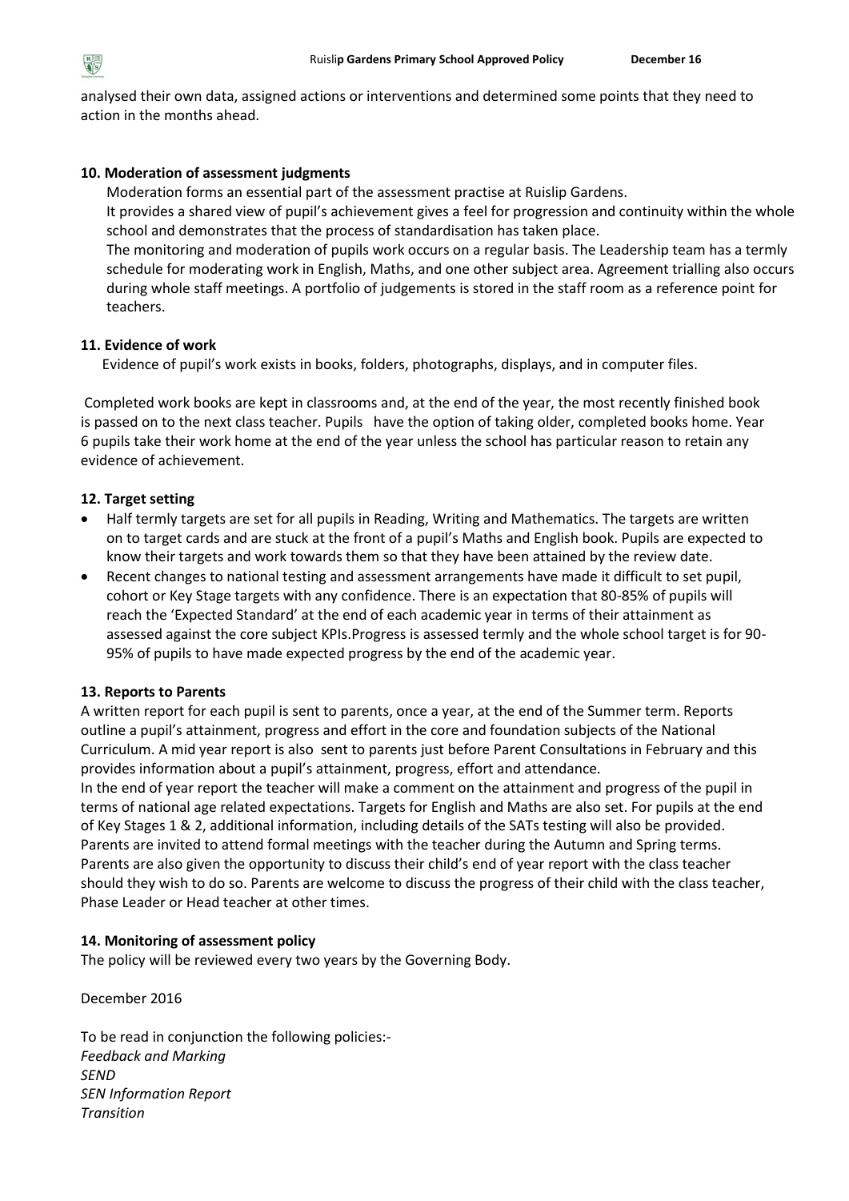analysed their own data, assigned actions or interventions and determined some points that they need to action in the months ahead.

**10. Moderation of assessment judgments**

Moderation forms an essential part of the assessment practise at Ruislip Gardens.

It provides a shared view of pupil's achievement gives a feel for progression and continuity within the whole school and demonstrates that the process of standardisation has taken place.

The monitoring and moderation of pupils work occurs on a regular basis. The Leadership team has a termly schedule for moderating work in English, Maths, and one other subject area. Agreement trialling also occurs during whole staff meetings. A portfolio of judgements is stored in the staff room as a reference point for teachers.

**11. Evidence of work**

Evidence of pupil's work exists in books, folders, photographs, displays, and in computer files.

Completed work books are kept in classrooms and, at the end of the year, the most recently finished book is passed on to the next class teacher. Pupils have the option of taking older, completed books home. Year 6 pupils take their work home at the end of the year unless the school has particular reason to retain any evidence of achievement.

**12. Target setting**

- Half termly targets are set for all pupils in Reading, Writing and Mathematics. The targets are written on to target cards and are stuck at the front of a pupil's Maths and English book. Pupils are expected to know their targets and work towards them so that they have been attained by the review date.
- Recent changes to national testing and assessment arrangements have made it difficult to set pupil, cohort or Key Stage targets with any confidence. There is an expectation that 80-85% of pupils will reach the 'Expected Standard' at the end of each academic year in terms of their attainment as assessed against the core subject KPIs.Progress is assessed termly and the whole school target is for 90-95% of pupils to have made expected progress by the end of the academic year.

**13. Reports to Parents**

A written report for each pupil is sent to parents, once a year, at the end of the Summer term. Reports outline a pupil's attainment, progress and effort in the core and foundation subjects of the National Curriculum. A mid year report is also sent to parents just before Parent Consultations in February and this provides information about a pupil's attainment, progress, effort and attendance.

In the end of year report the teacher will make a comment on the attainment and progress of the pupil in terms of national age related expectations. Targets for English and Maths are also set. For pupils at the end of Key Stages 1 & 2, additional information, including details of the SATs testing will also be provided. Parents are invited to attend formal meetings with the teacher during the Autumn and Spring terms. Parents are also given the opportunity to discuss their child's end of year report with the class teacher should they wish to do so. Parents are welcome to discuss the progress of their child with the class teacher, Phase Leader or Head teacher at other times.

**14. Monitoring of assessment policy**

The policy will be reviewed every two years by the Governing Body.

December 2016

To be read in conjunction the following policies:-

*Feedback and Marking*
*SEND*
*SEN Information Report*
*Transition*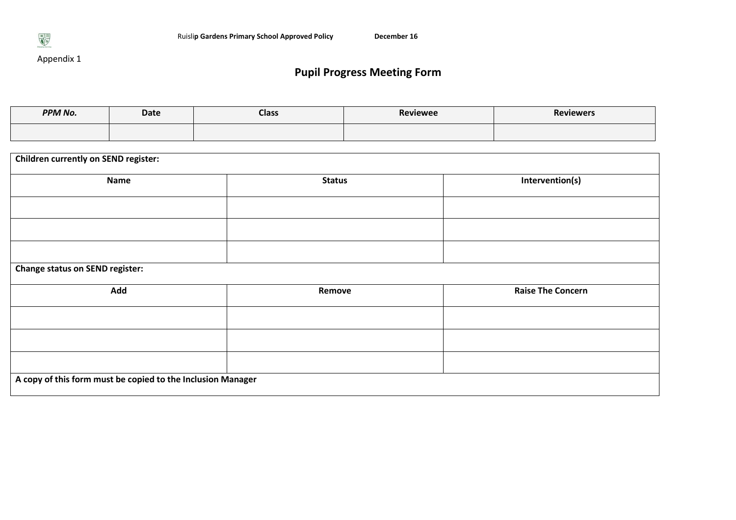Appendix 1

# Pupil Progress Meeting Form

| *PPM No.* | Date | Class | Reviewee | Reviewers |
|---|---|---|---|---|
| | | | | |

| **Children currently on SEND register:** | | |
|---|---|---|
| **Name** | **Status** | **Intervention(s)** |
| | | |
| | | |
| | | |
| **Change status on SEND register:** | | |
| **Add** | **Remove** | **Raise The Concern** |
| | | |
| | | |
| | | |
| **A copy of this form must be copied to the Inclusion Manager** | | |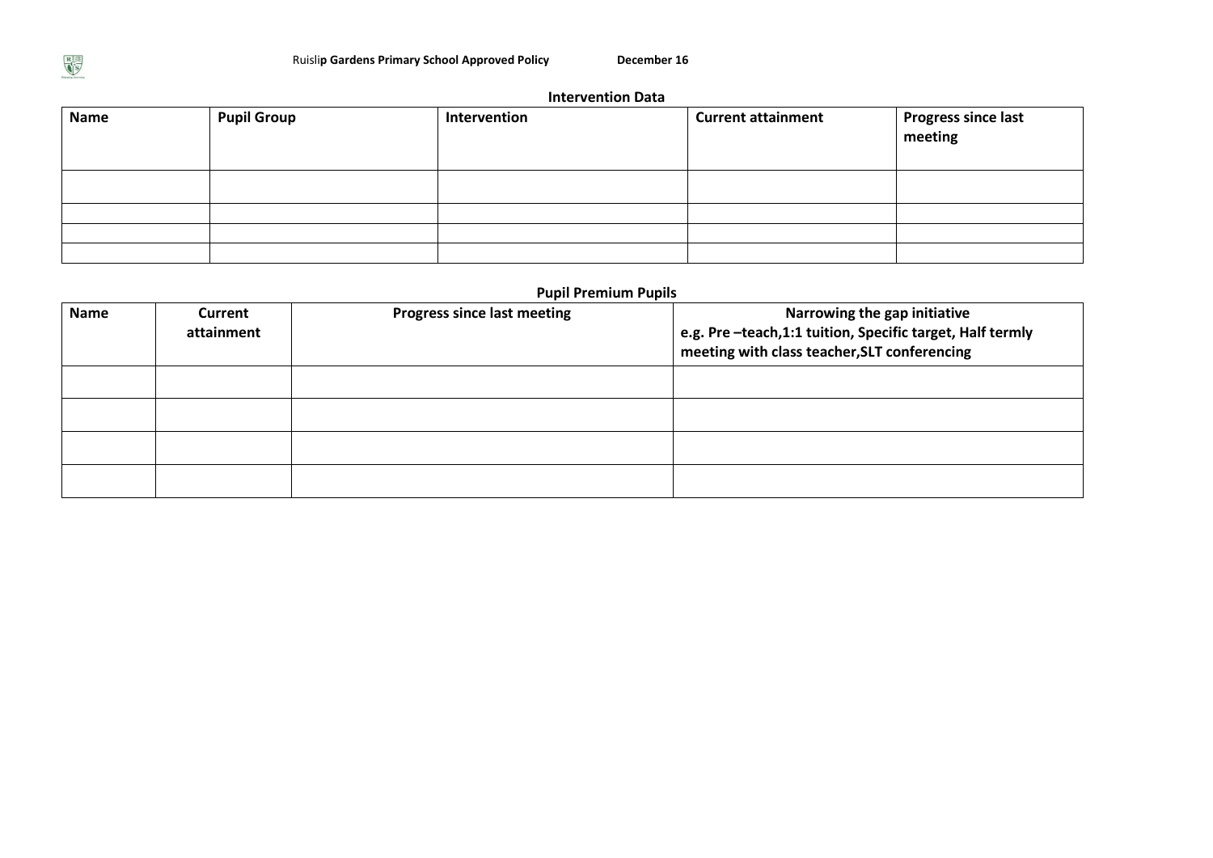**Intervention Data**

| Name | Pupil Group | Intervention | Current attainment | Progress since last meeting |
|---|---|---|---|---|
| | | | | |
| | | | | |
| | | | | |
| | | | | |

**Pupil Premium Pupils**

| Name | Current attainment | Progress since last meeting | Narrowing the gap initiative e.g. Pre –teach,1:1 tuition, Specific target, Half termly meeting with class teacher,SLT conferencing |
|---|---|---|---|
| | | | |
| | | | |
| | | | |
| | | | |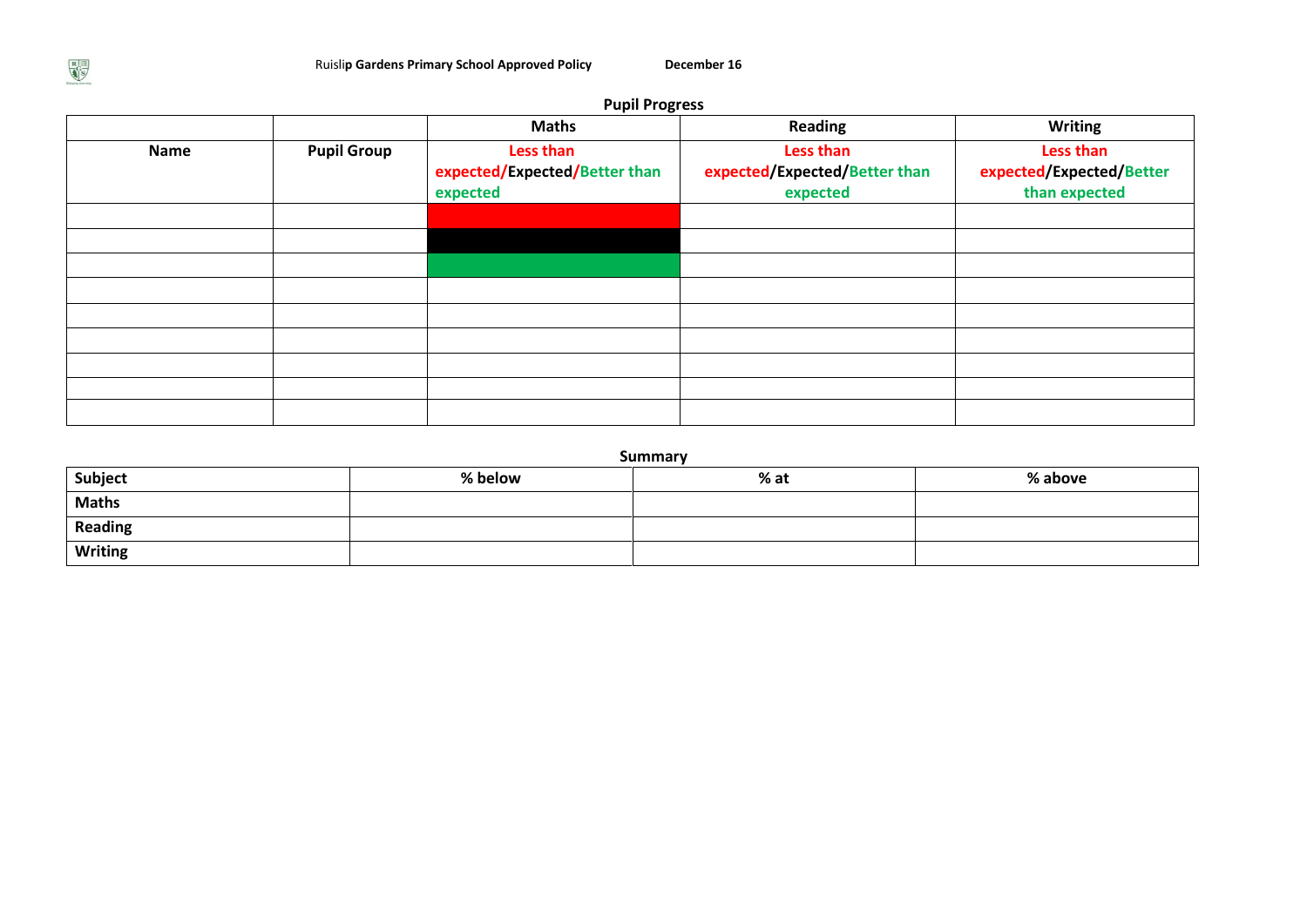## Pupil Progress

| | | Maths | Reading | Writing |
|---|---|---|---|---|
| **Name** | **Pupil Group** | **Less than expected/Expected/Better than expected** | **Less than expected/Expected/Better than expected** | **Less than expected/Expected/Better than expected** |
| | | | | |
| | | | | |
| | | | | |
| | | | | |
| | | | | |
| | | | | |
| | | | | |
| | | | | |
| | | | | |

## Summary

| Subject | % below | % at | % above |
|---|---|---|---|
| **Maths** | | | |
| **Reading** | | | |
| **Writing** | | | |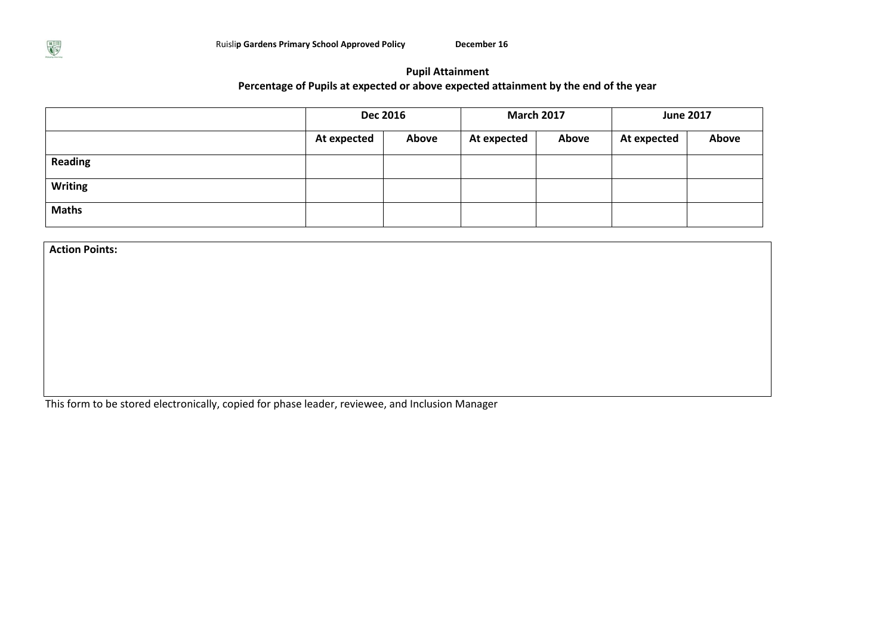## Pupil Attainment

### Percentage of Pupils at expected or above expected attainment by the end of the year

| | Dec 2016 | | March 2017 | | June 2017 | |
|---|---|---|---|---|---|---|
| | At expected | Above | At expected | Above | At expected | Above |
| **Reading** | | | | | | |
| **Writing** | | | | | | |
| **Maths** | | | | | | |

**Action Points:**

This form to be stored electronically, copied for phase leader, reviewee, and Inclusion Manager